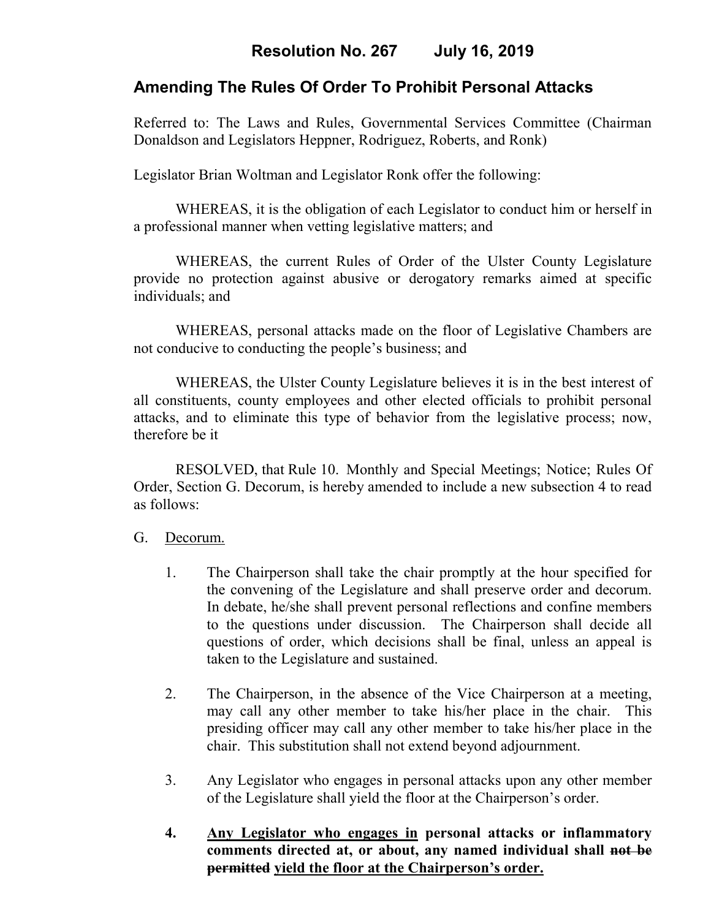# Resolution No. 267 July 16, 2019

## Amending The Rules Of Order To Prohibit Personal Attacks

Referred to: The Laws and Rules, Governmental Services Committee (Chairman Donaldson and Legislators Heppner, Rodriguez, Roberts, and Ronk)

Legislator Brian Woltman and Legislator Ronk offer the following:

WHEREAS, it is the obligation of each Legislator to conduct him or herself in a professional manner when vetting legislative matters; and

WHEREAS, the current Rules of Order of the Ulster County Legislature provide no protection against abusive or derogatory remarks aimed at specific individuals; and

WHEREAS, personal attacks made on the floor of Legislative Chambers are not conducive to conducting the people's business; and

WHEREAS, the Ulster County Legislature believes it is in the best interest of all constituents, county employees and other elected officials to prohibit personal attacks, and to eliminate this type of behavior from the legislative process; now, therefore be it

RESOLVED, that Rule 10. Monthly and Special Meetings; Notice; Rules Of Order, Section G. Decorum, is hereby amended to include a new subsection 4 to read as follows:

G. <u>Decorum.</u>

1. The Chairperson shall take the chair promptly at the hour specified for the convening of the Legislature and shall preserve order and decorum. In debate, he/she shall prevent personal reflections and confine members to the questions under discussion. The Chairperson shall decide all questions of order, which decisions shall be final, unless an appeal is taken to the Legislature and sustained.

2. The Chairperson, in the absence of the Vice Chairperson at a meeting, may call any other member to take his/her place in the chair. This presiding officer may call any other member to take his/her place in the chair. This substitution shall not extend beyond adjournment.

3. Any Legislator who engages in personal attacks upon any other member of the Legislature shall yield the floor at the Chairperson's order.

4. **<u>Any Legislator who engages in</u> personal attacks or inflammatory comments directed at, or about, any named individual shall ~~not be permitted~~ <u>yield the floor at the Chairperson's order.</u>**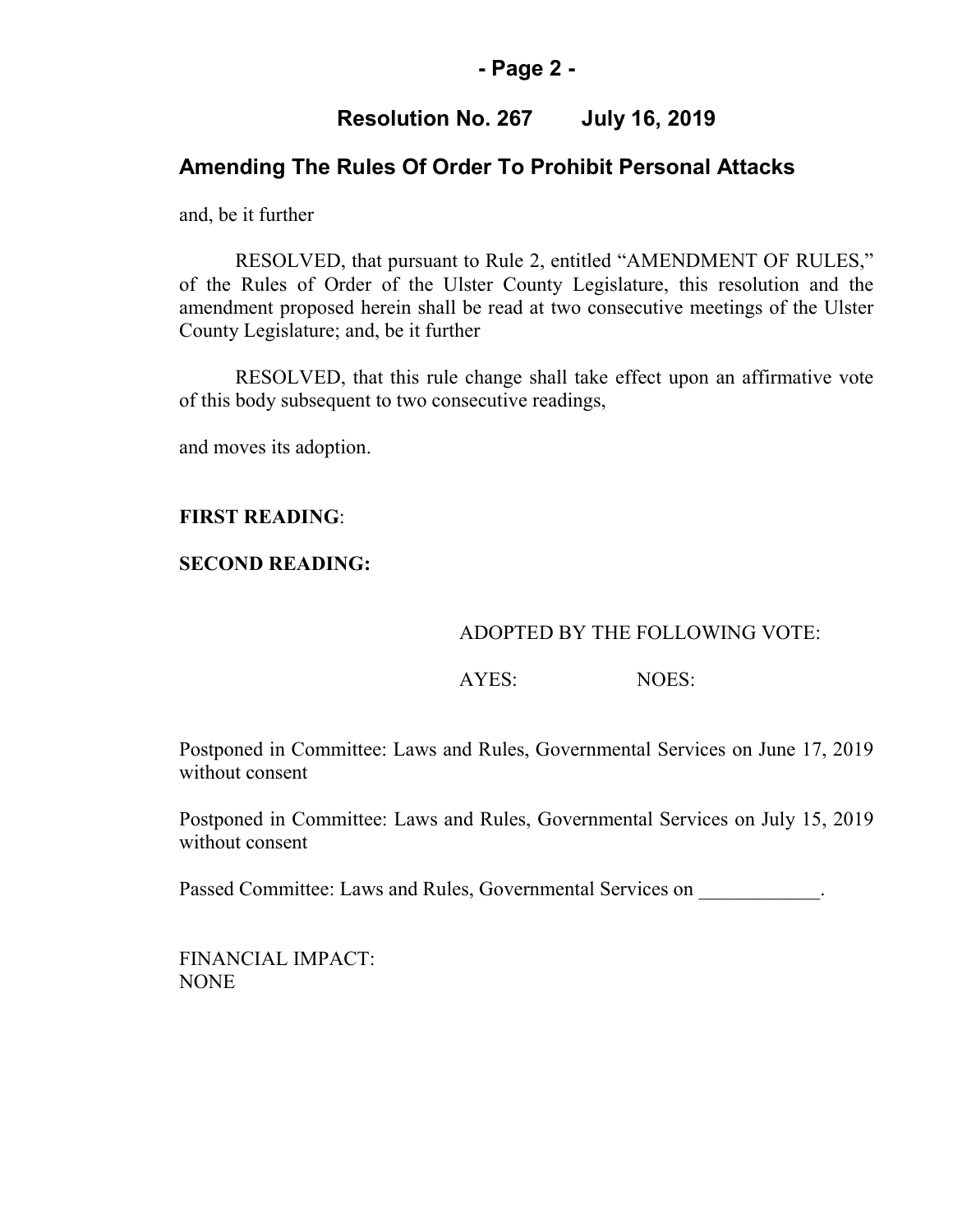and, be it further

RESOLVED, that pursuant to Rule 2, entitled "AMENDMENT OF RULES," of the Rules of Order of the Ulster County Legislature, this resolution and the amendment proposed herein shall be read at two consecutive meetings of the Ulster County Legislature; and, be it further

RESOLVED, that this rule change shall take effect upon an affirmative vote of this body subsequent to two consecutive readings,

and moves its adoption.

**FIRST READING**:

**SECOND READING:**

ADOPTED BY THE FOLLOWING VOTE:

AYES: NOES:

Postponed in Committee: Laws and Rules, Governmental Services on June 17, 2019 without consent

Postponed in Committee: Laws and Rules, Governmental Services on July 15, 2019 without consent

Passed Committee: Laws and Rules, Governmental Services on ____________.

FINANCIAL IMPACT:
NONE